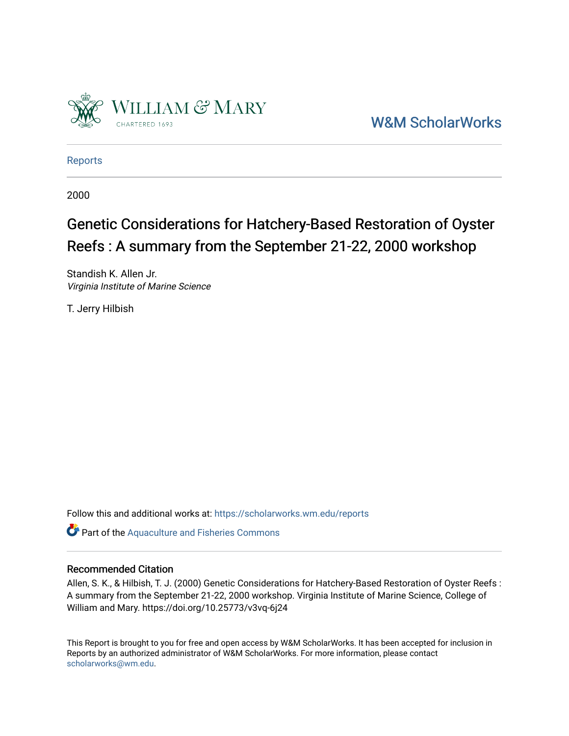W&M ScholarWorks

Reports

2000

# Genetic Considerations for Hatchery-Based Restoration of Oyster Reefs : A summary from the September 21-22, 2000 workshop

Standish K. Allen Jr.
*Virginia Institute of Marine Science*

T. Jerry Hilbish

Follow this and additional works at: https://scholarworks.wm.edu/reports

Part of the Aquaculture and Fisheries Commons

## Recommended Citation

Allen, S. K., & Hilbish, T. J. (2000) Genetic Considerations for Hatchery-Based Restoration of Oyster Reefs : A summary from the September 21-22, 2000 workshop. Virginia Institute of Marine Science, College of William and Mary. https://doi.org/10.25773/v3vq-6j24

This Report is brought to you for free and open access by W&M ScholarWorks. It has been accepted for inclusion in Reports by an authorized administrator of W&M ScholarWorks. For more information, please contact scholarworks@wm.edu.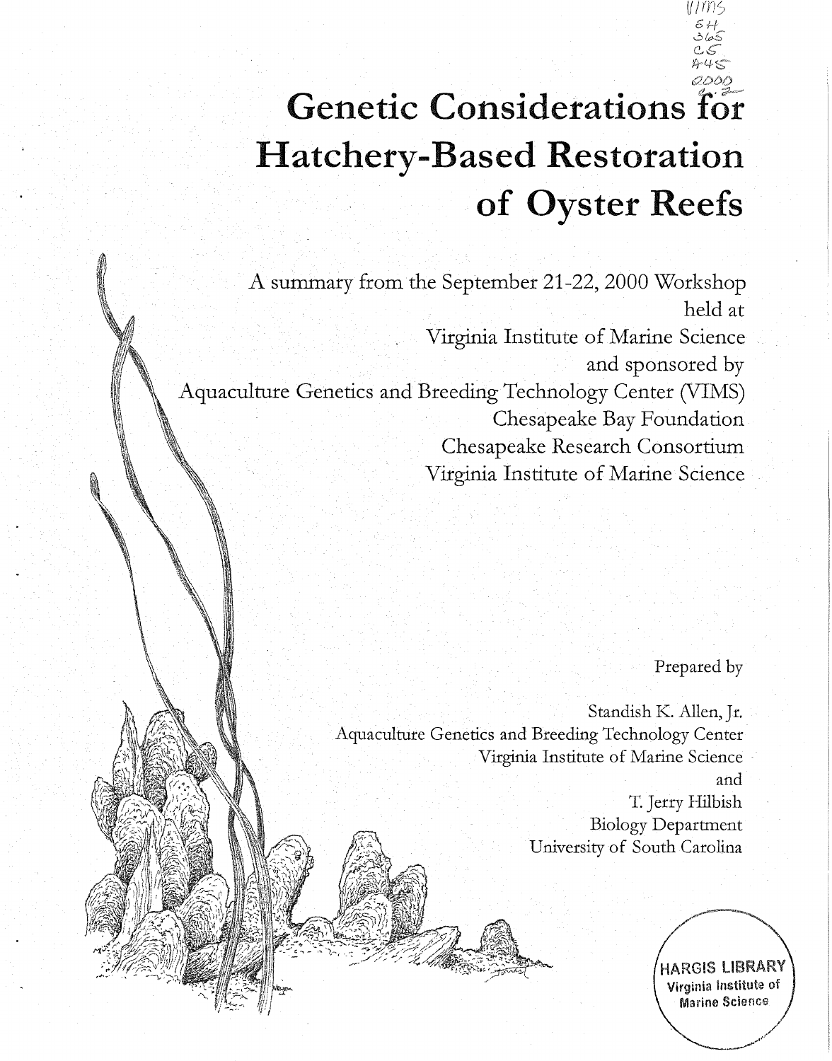# Genetic Considerations for Hatchery-Based Restoration of Oyster Reefs

A summary from the September 21-22, 2000 Workshop
held at
Virginia Institute of Marine Science
and sponsored by
Aquaculture Genetics and Breeding Technology Center (VIMS)
Chesapeake Bay Foundation
Chesapeake Research Consortium
Virginia Institute of Marine Science

Prepared by

Standish K. Allen, Jr.
Aquaculture Genetics and Breeding Technology Center
Virginia Institute of Marine Science
and
T. Jerry Hilbish
Biology Department
University of South Carolina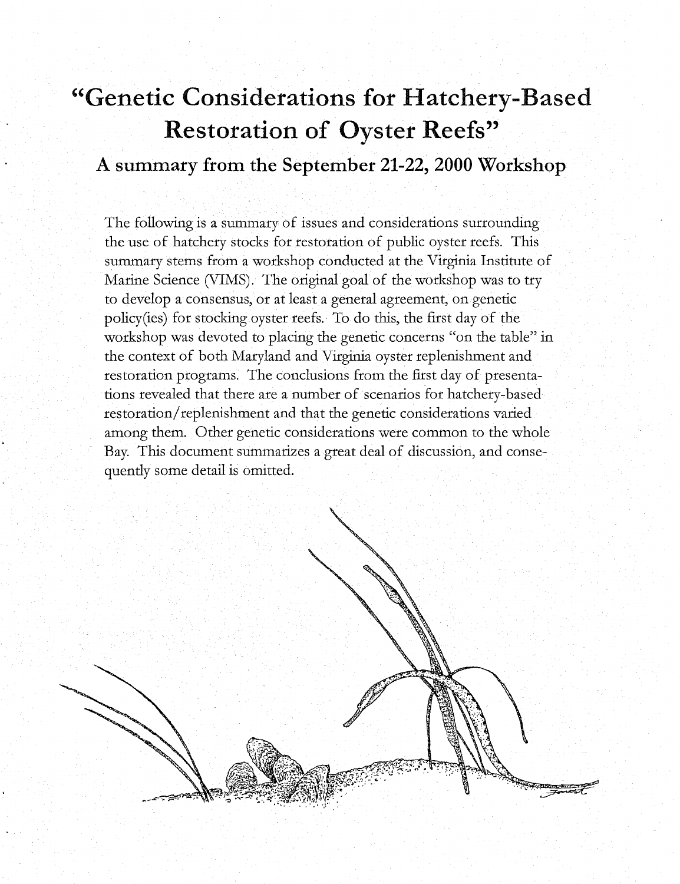# "Genetic Considerations for Hatchery-Based Restoration of Oyster Reefs"

## A summary from the September 21-22, 2000 Workshop

The following is a summary of issues and considerations surrounding the use of hatchery stocks for restoration of public oyster reefs. This summary stems from a workshop conducted at the Virginia Institute of Marine Science (VIMS). The original goal of the workshop was to try to develop a consensus, or at least a general agreement, on genetic policy(ies) for stocking oyster reefs. To do this, the first day of the workshop was devoted to placing the genetic concerns "on the table" in the context of both Maryland and Virginia oyster replenishment and restoration programs. The conclusions from the first day of presentations revealed that there are a number of scenarios for hatchery-based restoration/replenishment and that the genetic considerations varied among them. Other genetic considerations were common to the whole Bay. This document summarizes a great deal of discussion, and consequently some detail is omitted.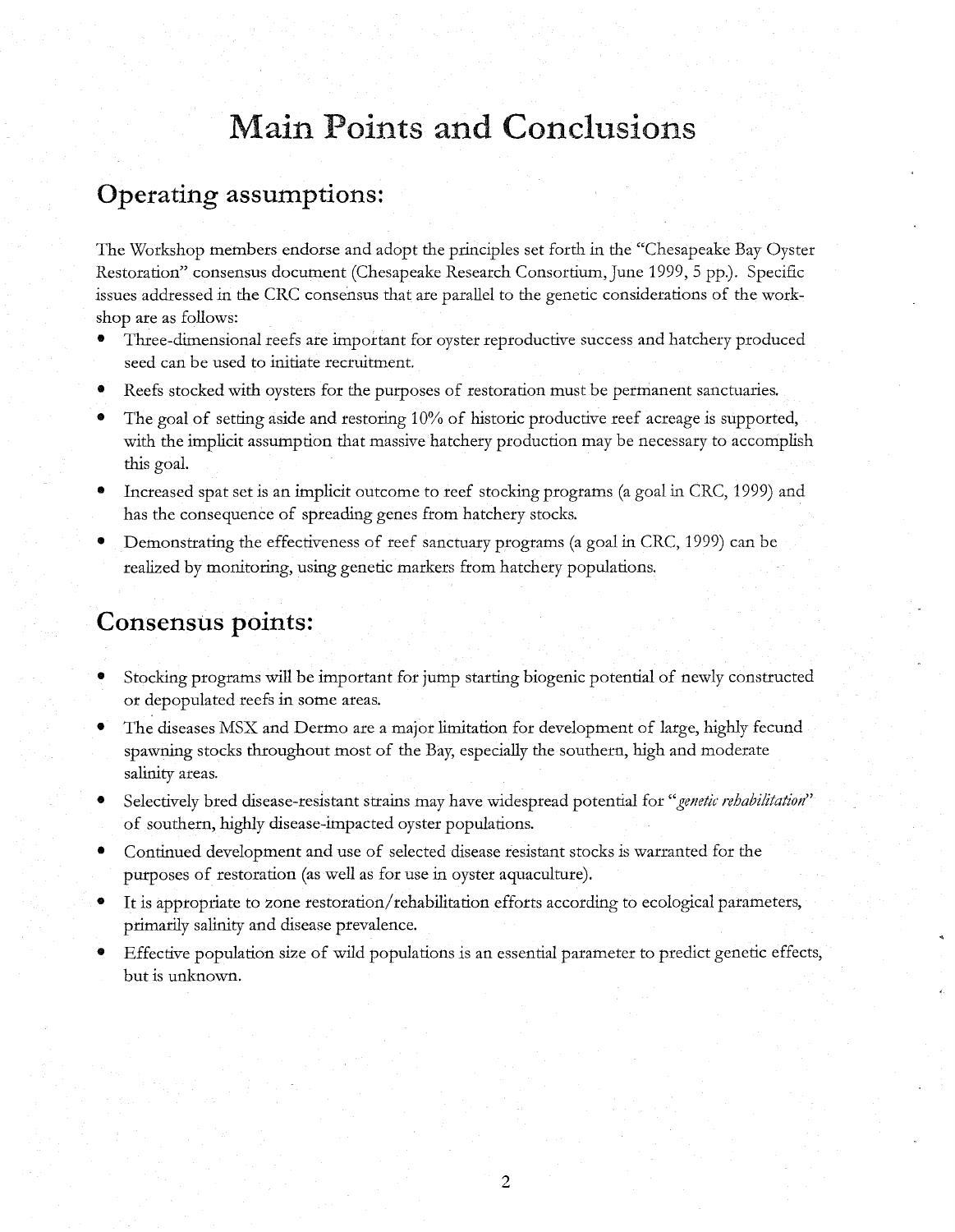# Main Points and Conclusions

## Operating assumptions:

The Workshop members endorse and adopt the principles set forth in the "Chesapeake Bay Oyster Restoration" consensus document (Chesapeake Research Consortium, June 1999, 5 pp.). Specific issues addressed in the CRC consensus that are parallel to the genetic considerations of the workshop are as follows:

- Three-dimensional reefs are important for oyster reproductive success and hatchery produced seed can be used to initiate recruitment.
- Reefs stocked with oysters for the purposes of restoration must be permanent sanctuaries.
- The goal of setting aside and restoring 10% of historic productive reef acreage is supported, with the implicit assumption that massive hatchery production may be necessary to accomplish this goal.
- Increased spat set is an implicit outcome to reef stocking programs (a goal in CRC, 1999) and has the consequence of spreading genes from hatchery stocks.
- Demonstrating the effectiveness of reef sanctuary programs (a goal in CRC, 1999) can be realized by monitoring, using genetic markers from hatchery populations.

## Consensus points:

- Stocking programs will be important for jump starting biogenic potential of newly constructed or depopulated reefs in some areas.
- The diseases MSX and Dermo are a major limitation for development of large, highly fecund spawning stocks throughout most of the Bay, especially the southern, high and moderate salinity areas.
- Selectively bred disease-resistant strains may have widespread potential for "*genetic rehabilitation*" of southern, highly disease-impacted oyster populations.
- Continued development and use of selected disease resistant stocks is warranted for the purposes of restoration (as well as for use in oyster aquaculture).
- It is appropriate to zone restoration/rehabilitation efforts according to ecological parameters, primarily salinity and disease prevalence.
- Effective population size of wild populations is an essential parameter to predict genetic effects, but is unknown.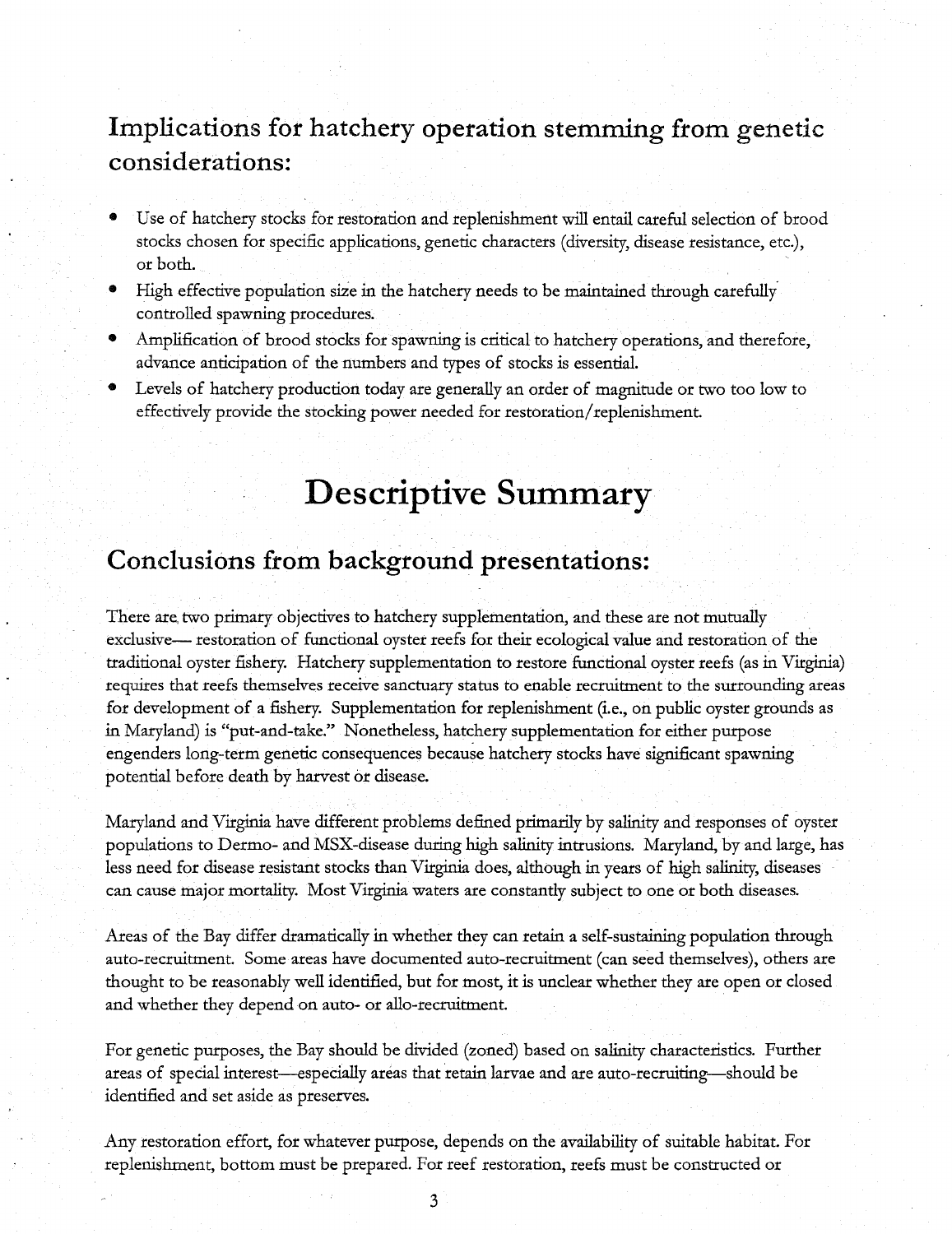## Implications for hatchery operation stemming from genetic considerations:

- Use of hatchery stocks for restoration and replenishment will entail careful selection of brood stocks chosen for specific applications, genetic characters (diversity, disease resistance, etc.), or both.
- High effective population size in the hatchery needs to be maintained through carefully controlled spawning procedures.
- Amplification of brood stocks for spawning is critical to hatchery operations, and therefore, advance anticipation of the numbers and types of stocks is essential.
- Levels of hatchery production today are generally an order of magnitude or two too low to effectively provide the stocking power needed for restoration/replenishment.

# Descriptive Summary

## Conclusions from background presentations:

There are two primary objectives to hatchery supplementation, and these are not mutually exclusive— restoration of functional oyster reefs for their ecological value and restoration of the traditional oyster fishery. Hatchery supplementation to restore functional oyster reefs (as in Virginia) requires that reefs themselves receive sanctuary status to enable recruitment to the surrounding areas for development of a fishery. Supplementation for replenishment (i.e., on public oyster grounds as in Maryland) is "put-and-take." Nonetheless, hatchery supplementation for either purpose engenders long-term genetic consequences because hatchery stocks have significant spawning potential before death by harvest or disease.

Maryland and Virginia have different problems defined primarily by salinity and responses of oyster populations to Dermo- and MSX-disease during high salinity intrusions. Maryland, by and large, has less need for disease resistant stocks than Virginia does, although in years of high salinity, diseases can cause major mortality. Most Virginia waters are constantly subject to one or both diseases.

Areas of the Bay differ dramatically in whether they can retain a self-sustaining population through auto-recruitment. Some areas have documented auto-recruitment (can seed themselves), others are thought to be reasonably well identified, but for most, it is unclear whether they are open or closed and whether they depend on auto- or allo-recruitment.

For genetic purposes, the Bay should be divided (zoned) based on salinity characteristics. Further areas of special interest—especially areas that retain larvae and are auto-recruiting—should be identified and set aside as preserves.

Any restoration effort, for whatever purpose, depends on the availability of suitable habitat. For replenishment, bottom must be prepared. For reef restoration, reefs must be constructed or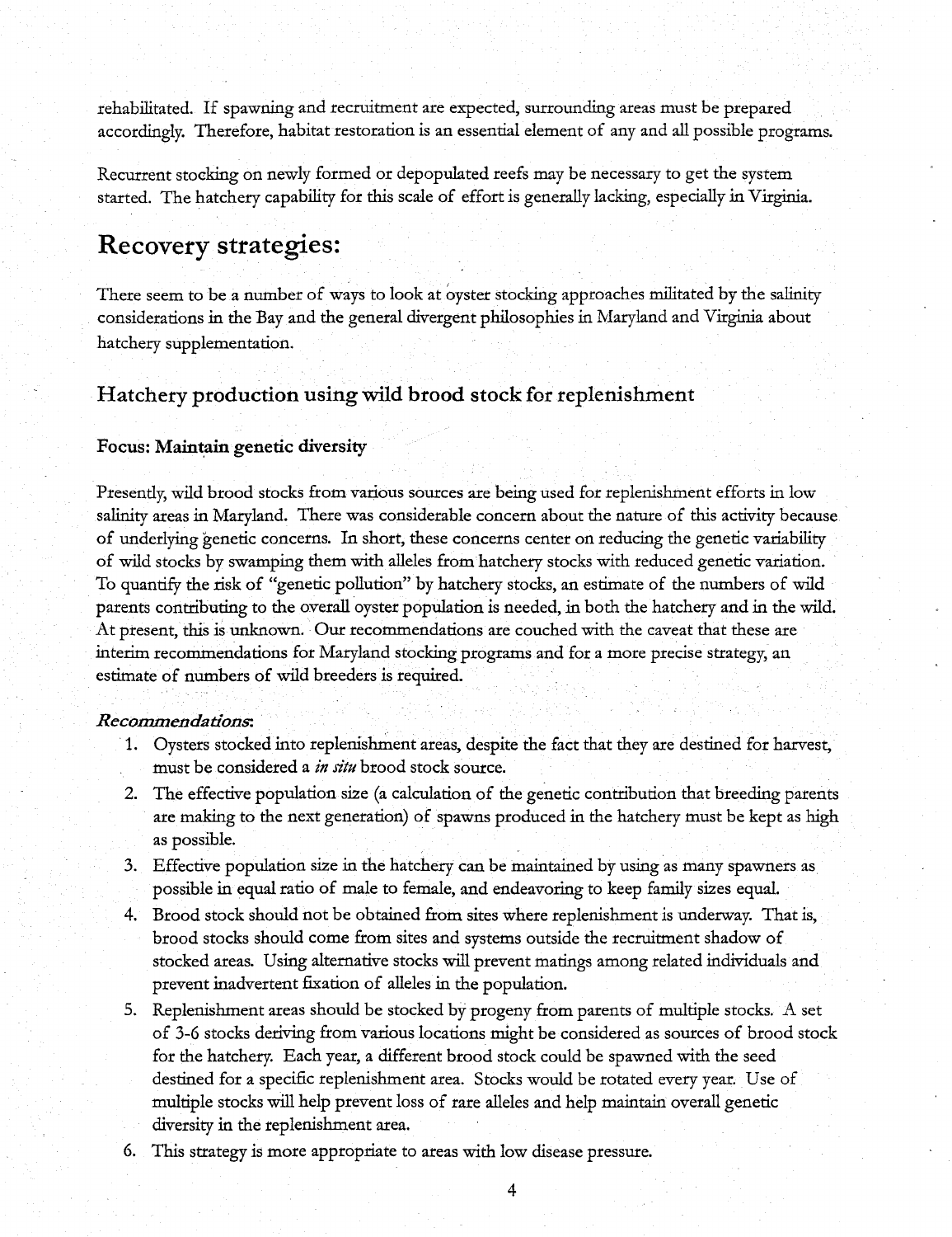rehabilitated. If spawning and recruitment are expected, surrounding areas must be prepared accordingly. Therefore, habitat restoration is an essential element of any and all possible programs.

Recurrent stocking on newly formed or depopulated reefs may be necessary to get the system started. The hatchery capability for this scale of effort is generally lacking, especially in Virginia.

# Recovery strategies:

There seem to be a number of ways to look at oyster stocking approaches militated by the salinity considerations in the Bay and the general divergent philosophies in Maryland and Virginia about hatchery supplementation.

## Hatchery production using wild brood stock for replenishment

### Focus: Maintain genetic diversity

Presently, wild brood stocks from various sources are being used for replenishment efforts in low salinity areas in Maryland. There was considerable concern about the nature of this activity because of underlying genetic concerns. In short, these concerns center on reducing the genetic variability of wild stocks by swamping them with alleles from hatchery stocks with reduced genetic variation. To quantify the risk of "genetic pollution" by hatchery stocks, an estimate of the numbers of wild parents contributing to the overall oyster population is needed, in both the hatchery and in the wild. At present, this is unknown. Our recommendations are couched with the caveat that these are interim recommendations for Maryland stocking programs and for a more precise strategy, an estimate of numbers of wild breeders is required.

***Recommendations*:**

1. Oysters stocked into replenishment areas, despite the fact that they are destined for harvest, must be considered a *in situ* brood stock source.
2. The effective population size (a calculation of the genetic contribution that breeding parents are making to the next generation) of spawns produced in the hatchery must be kept as high as possible.
3. Effective population size in the hatchery can be maintained by using as many spawners as possible in equal ratio of male to female, and endeavoring to keep family sizes equal.
4. Brood stock should not be obtained from sites where replenishment is underway. That is, brood stocks should come from sites and systems outside the recruitment shadow of stocked areas. Using alternative stocks will prevent matings among related individuals and prevent inadvertent fixation of alleles in the population.
5. Replenishment areas should be stocked by progeny from parents of multiple stocks. A set of 3-6 stocks deriving from various locations might be considered as sources of brood stock for the hatchery. Each year, a different brood stock could be spawned with the seed destined for a specific replenishment area. Stocks would be rotated every year. Use of multiple stocks will help prevent loss of rare alleles and help maintain overall genetic diversity in the replenishment area.
6. This strategy is more appropriate to areas with low disease pressure.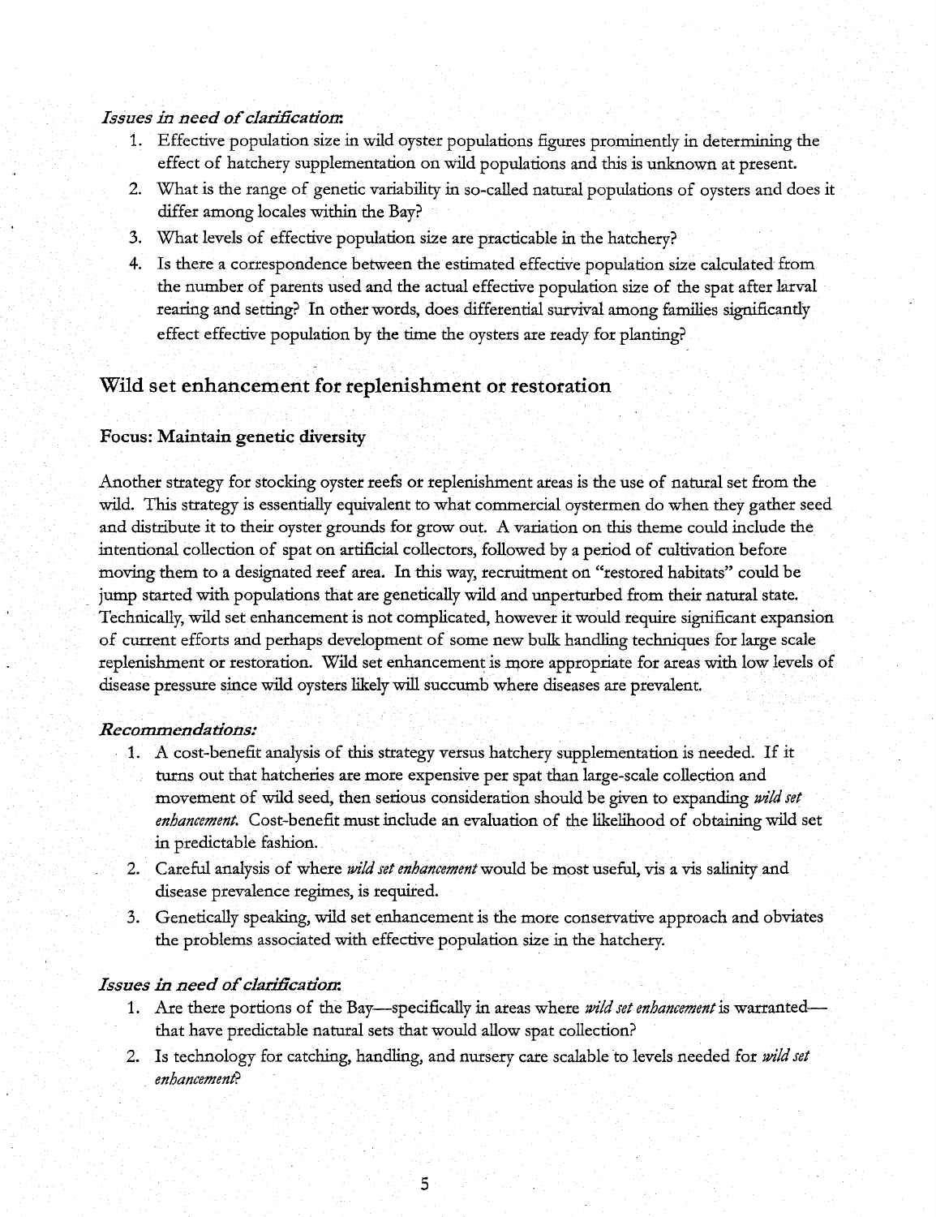*Issues in need of clarification:*

1. Effective population size in wild oyster populations figures prominently in determining the effect of hatchery supplementation on wild populations and this is unknown at present.
2. What is the range of genetic variability in so-called natural populations of oysters and does it differ among locales within the Bay?
3. What levels of effective population size are practicable in the hatchery?
4. Is there a correspondence between the estimated effective population size calculated from the number of parents used and the actual effective population size of the spat after larval rearing and setting? In other words, does differential survival among families significantly effect effective population by the time the oysters are ready for planting?

## Wild set enhancement for replenishment or restoration

### Focus: Maintain genetic diversity

Another strategy for stocking oyster reefs or replenishment areas is the use of natural set from the wild. This strategy is essentially equivalent to what commercial oystermen do when they gather seed and distribute it to their oyster grounds for grow out. A variation on this theme could include the intentional collection of spat on artificial collectors, followed by a period of cultivation before moving them to a designated reef area. In this way, recruitment on "restored habitats" could be jump started with populations that are genetically wild and unperturbed from their natural state. Technically, wild set enhancement is not complicated, however it would require significant expansion of current efforts and perhaps development of some new bulk handling techniques for large scale replenishment or restoration. Wild set enhancement is more appropriate for areas with low levels of disease pressure since wild oysters likely will succumb where diseases are prevalent.

***Recommendations:***

1. A cost-benefit analysis of this strategy versus hatchery supplementation is needed. If it turns out that hatcheries are more expensive per spat than large-scale collection and movement of wild seed, then serious consideration should be given to expanding *wild set enhancement.* Cost-benefit must include an evaluation of the likelihood of obtaining wild set in predictable fashion.
2. Careful analysis of where *wild set enhancement* would be most useful, vis a vis salinity and disease prevalence regimes, is required.
3. Genetically speaking, wild set enhancement is the more conservative approach and obviates the problems associated with effective population size in the hatchery.

*Issues in need of clarification:*

1. Are there portions of the Bay—specifically in areas where *wild set enhancement* is warranted—that have predictable natural sets that would allow spat collection?
2. Is technology for catching, handling, and nursery care scalable to levels needed for *wild set enhancement?*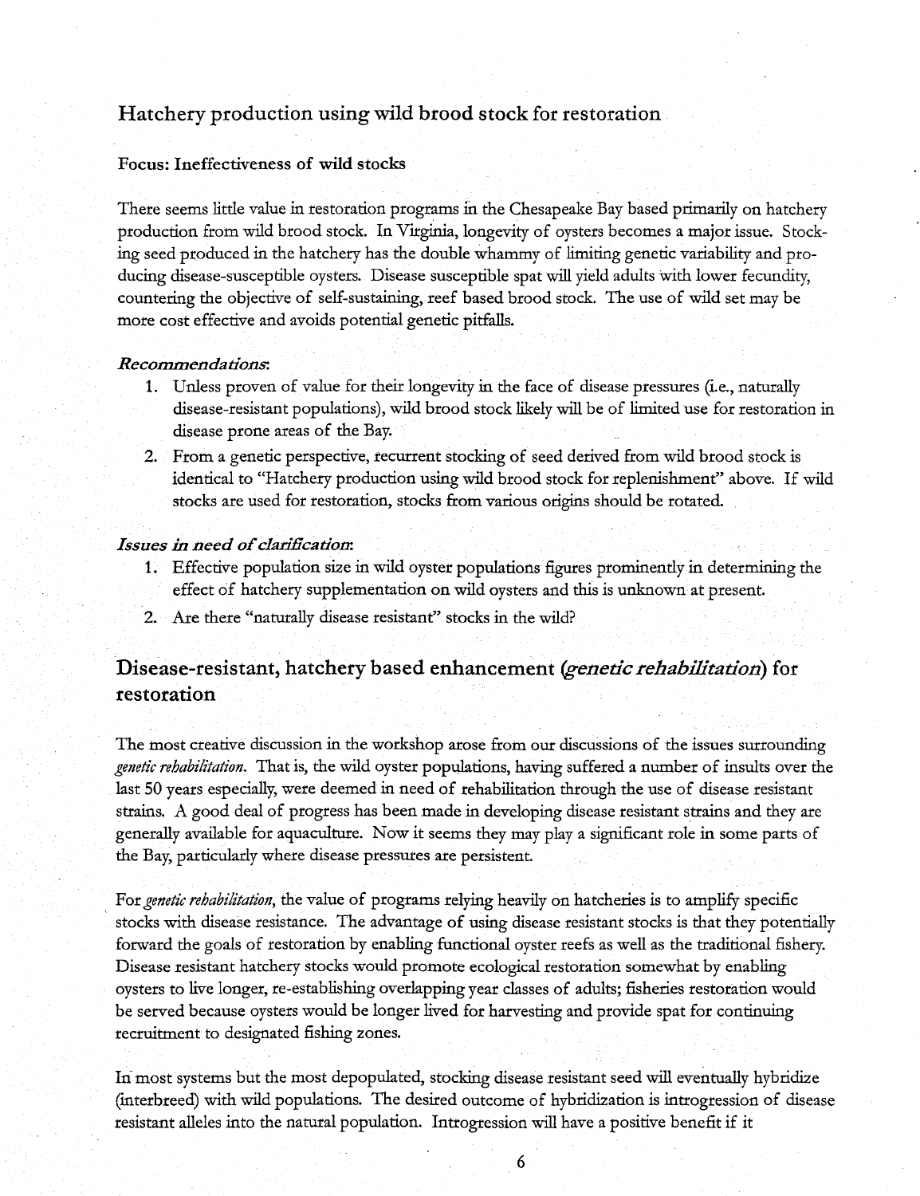## Hatchery production using wild brood stock for restoration

### Focus: Ineffectiveness of wild stocks

There seems little value in restoration programs in the Chesapeake Bay based primarily on hatchery production from wild brood stock. In Virginia, longevity of oysters becomes a major issue. Stocking seed produced in the hatchery has the double whammy of limiting genetic variability and producing disease-susceptible oysters. Disease susceptible spat will yield adults with lower fecundity, countering the objective of self-sustaining, reef based brood stock. The use of wild set may be more cost effective and avoids potential genetic pitfalls.

#### *Recommendations*:

1. Unless proven of value for their longevity in the face of disease pressures (i.e., naturally disease-resistant populations), wild brood stock likely will be of limited use for restoration in disease prone areas of the Bay.
2. From a genetic perspective, recurrent stocking of seed derived from wild brood stock is identical to "Hatchery production using wild brood stock for replenishment" above. If wild stocks are used for restoration, stocks from various origins should be rotated.

#### *Issues in need of clarification*:

1. Effective population size in wild oyster populations figures prominently in determining the effect of hatchery supplementation on wild oysters and this is unknown at present.
2. Are there "naturally disease resistant" stocks in the wild?

## Disease-resistant, hatchery based enhancement (*genetic rehabilitation*) for restoration

The most creative discussion in the workshop arose from our discussions of the issues surrounding *genetic rehabilitation*. That is, the wild oyster populations, having suffered a number of insults over the last 50 years especially, were deemed in need of rehabilitation through the use of disease resistant strains. A good deal of progress has been made in developing disease resistant strains and they are generally available for aquaculture. Now it seems they may play a significant role in some parts of the Bay, particularly where disease pressures are persistent.

For *genetic rehabilitation*, the value of programs relying heavily on hatcheries is to amplify specific stocks with disease resistance. The advantage of using disease resistant stocks is that they potentially forward the goals of restoration by enabling functional oyster reefs as well as the traditional fishery. Disease resistant hatchery stocks would promote ecological restoration somewhat by enabling oysters to live longer, re-establishing overlapping year classes of adults; fisheries restoration would be served because oysters would be longer lived for harvesting and provide spat for continuing recruitment to designated fishing zones.

In most systems but the most depopulated, stocking disease resistant seed will eventually hybridize (interbreed) with wild populations. The desired outcome of hybridization is introgression of disease resistant alleles into the natural population. Introgression will have a positive benefit if it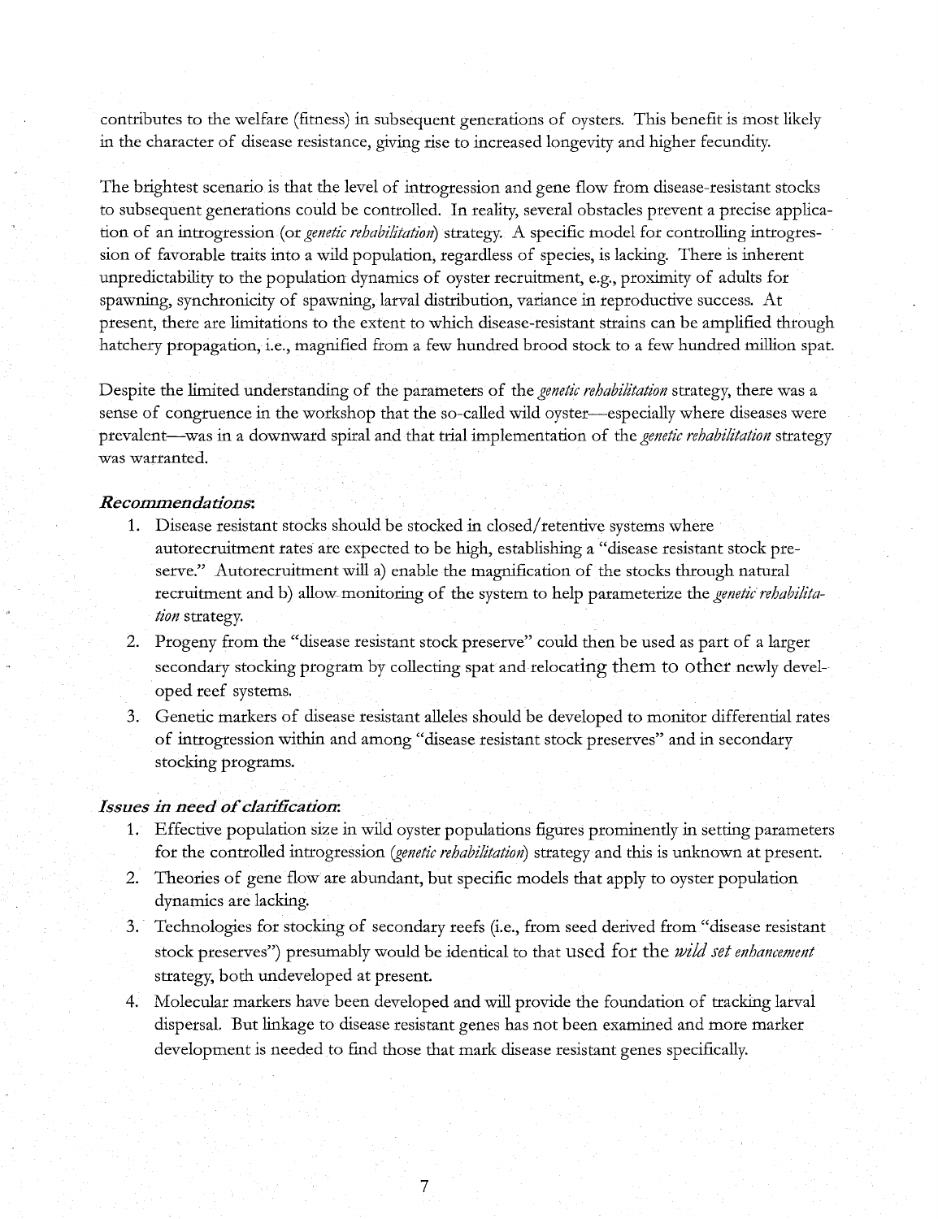contributes to the welfare (fitness) in subsequent generations of oysters. This benefit is most likely in the character of disease resistance, giving rise to increased longevity and higher fecundity.

The brightest scenario is that the level of introgression and gene flow from disease-resistant stocks to subsequent generations could be controlled. In reality, several obstacles prevent a precise application of an introgression (or *genetic rehabilitation*) strategy. A specific model for controlling introgression of favorable traits into a wild population, regardless of species, is lacking. There is inherent unpredictability to the population dynamics of oyster recruitment, e.g., proximity of adults for spawning, synchronicity of spawning, larval distribution, variance in reproductive success. At present, there are limitations to the extent to which disease-resistant strains can be amplified through hatchery propagation, i.e., magnified from a few hundred brood stock to a few hundred million spat.

Despite the limited understanding of the parameters of the *genetic rehabilitation* strategy, there was a sense of congruence in the workshop that the so-called wild oyster—especially where diseases were prevalent—was in a downward spiral and that trial implementation of the *genetic rehabilitation* strategy was warranted.

***Recommendations*:**

1. Disease resistant stocks should be stocked in closed/retentive systems where autorecruitment rates are expected to be high, establishing a "disease resistant stock preserve." Autorecruitment will a) enable the magnification of the stocks through natural recruitment and b) allow monitoring of the system to help parameterize the *genetic rehabilitation* strategy.
2. Progeny from the "disease resistant stock preserve" could then be used as part of a larger secondary stocking program by collecting spat and relocating them to other newly developed reef systems.
3. Genetic markers of disease resistant alleles should be developed to monitor differential rates of introgression within and among "disease resistant stock preserves" and in secondary stocking programs.

***Issues in need of clarification*:**

1. Effective population size in wild oyster populations figures prominently in setting parameters for the controlled introgression (*genetic rehabilitation*) strategy and this is unknown at present.
2. Theories of gene flow are abundant, but specific models that apply to oyster population dynamics are lacking.
3. Technologies for stocking of secondary reefs (i.e., from seed derived from "disease resistant stock preserves") presumably would be identical to that used for the *wild set enhancement* strategy, both undeveloped at present.
4. Molecular markers have been developed and will provide the foundation of tracking larval dispersal. But linkage to disease resistant genes has not been examined and more marker development is needed to find those that mark disease resistant genes specifically.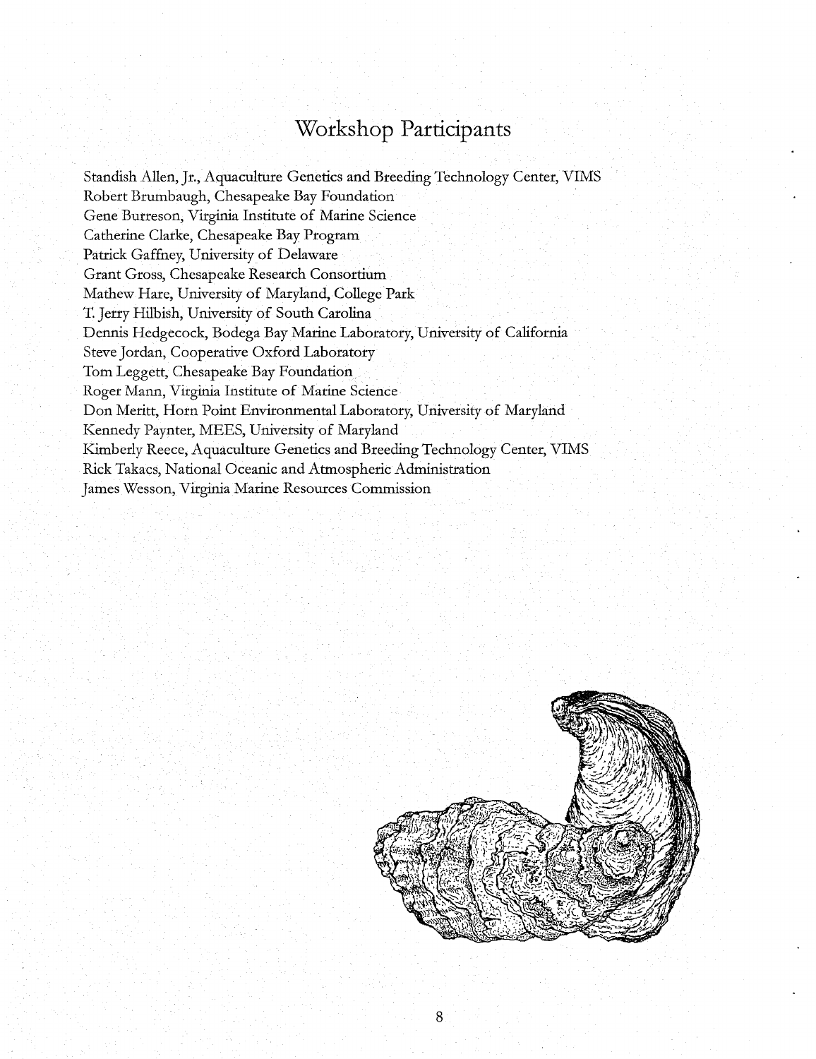# Workshop Participants

Standish Allen, Jr., Aquaculture Genetics and Breeding Technology Center, VIMS
Robert Brumbaugh, Chesapeake Bay Foundation
Gene Burreson, Virginia Institute of Marine Science
Catherine Clarke, Chesapeake Bay Program
Patrick Gaffney, University of Delaware
Grant Gross, Chesapeake Research Consortium
Mathew Hare, University of Maryland, College Park
T. Jerry Hilbish, University of South Carolina
Dennis Hedgecock, Bodega Bay Marine Laboratory, University of California
Steve Jordan, Cooperative Oxford Laboratory
Tom Leggett, Chesapeake Bay Foundation
Roger Mann, Virginia Institute of Marine Science
Don Meritt, Horn Point Environmental Laboratory, University of Maryland
Kennedy Paynter, MEES, University of Maryland
Kimberly Reece, Aquaculture Genetics and Breeding Technology Center, VIMS
Rick Takacs, National Oceanic and Atmospheric Administration
James Wesson, Virginia Marine Resources Commission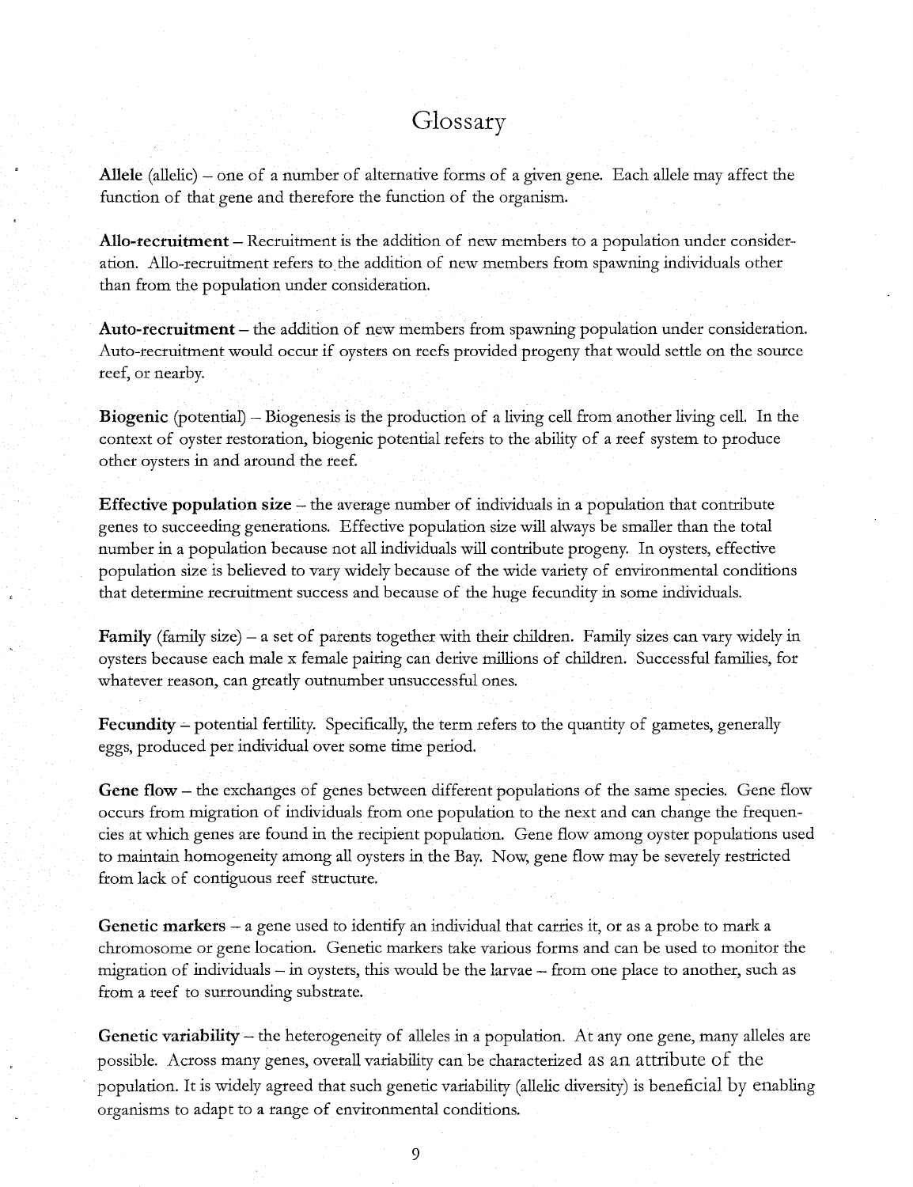# Glossary

**Allele** (allelic) – one of a number of alternative forms of a given gene. Each allele may affect the function of that gene and therefore the function of the organism.

**Allo-recruitment** – Recruitment is the addition of new members to a population under consideration. Allo-recruitment refers to the addition of new members from spawning individuals other than from the population under consideration.

**Auto-recruitment** – the addition of new members from spawning population under consideration. Auto-recruitment would occur if oysters on reefs provided progeny that would settle on the source reef, or nearby.

**Biogenic** (potential) – Biogenesis is the production of a living cell from another living cell. In the context of oyster restoration, biogenic potential refers to the ability of a reef system to produce other oysters in and around the reef.

**Effective population size** – the average number of individuals in a population that contribute genes to succeeding generations. Effective population size will always be smaller than the total number in a population because not all individuals will contribute progeny. In oysters, effective population size is believed to vary widely because of the wide variety of environmental conditions that determine recruitment success and because of the huge fecundity in some individuals.

**Family** (family size) – a set of parents together with their children. Family sizes can vary widely in oysters because each male x female pairing can derive millions of children. Successful families, for whatever reason, can greatly outnumber unsuccessful ones.

**Fecundity** – potential fertility. Specifically, the term refers to the quantity of gametes, generally eggs, produced per individual over some time period.

**Gene flow** – the exchanges of genes between different populations of the same species. Gene flow occurs from migration of individuals from one population to the next and can change the frequencies at which genes are found in the recipient population. Gene flow among oyster populations used to maintain homogeneity among all oysters in the Bay. Now, gene flow may be severely restricted from lack of contiguous reef structure.

**Genetic markers** – a gene used to identify an individual that carries it, or as a probe to mark a chromosome or gene location. Genetic markers take various forms and can be used to monitor the migration of individuals – in oysters, this would be the larvae – from one place to another, such as from a reef to surrounding substrate.

**Genetic variability** – the heterogeneity of alleles in a population. At any one gene, many alleles are possible. Across many genes, overall variability can be characterized as an attribute of the population. It is widely agreed that such genetic variability (allelic diversity) is beneficial by enabling organisms to adapt to a range of environmental conditions.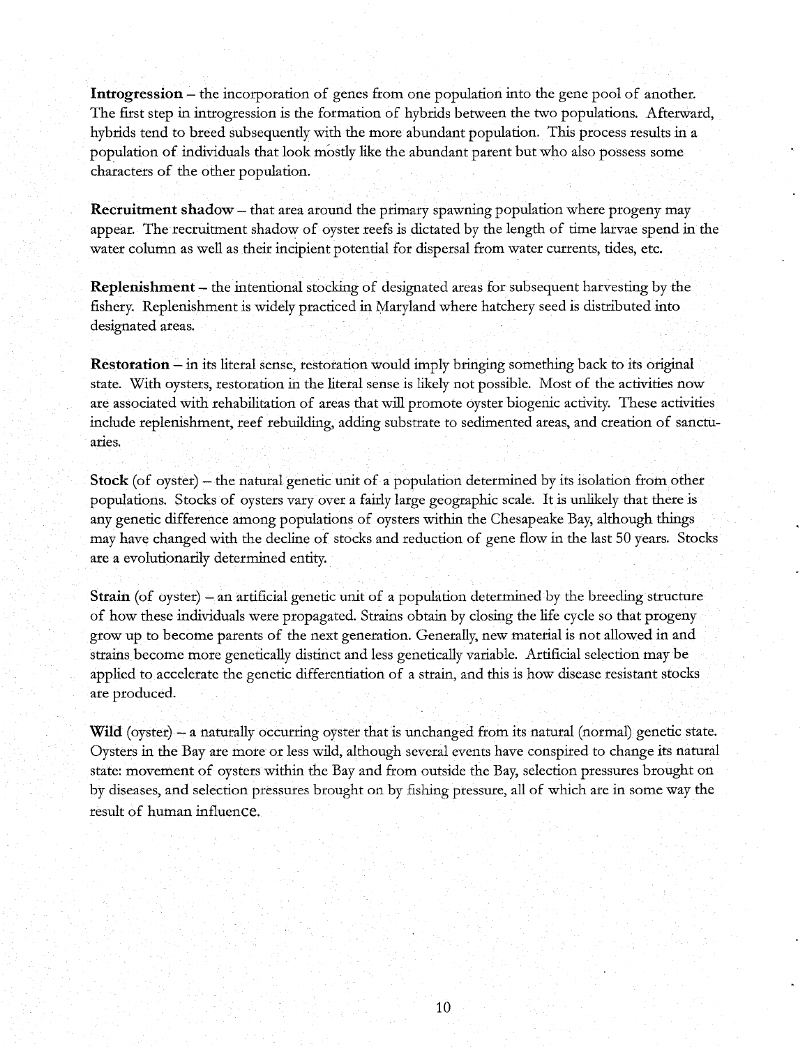**Introgression** – the incorporation of genes from one population into the gene pool of another. The first step in introgression is the formation of hybrids between the two populations. Afterward, hybrids tend to breed subsequently with the more abundant population. This process results in a population of individuals that look mostly like the abundant parent but who also possess some characters of the other population.

**Recruitment shadow** – that area around the primary spawning population where progeny may appear. The recruitment shadow of oyster reefs is dictated by the length of time larvae spend in the water column as well as their incipient potential for dispersal from water currents, tides, etc.

**Replenishment** – the intentional stocking of designated areas for subsequent harvesting by the fishery. Replenishment is widely practiced in Maryland where hatchery seed is distributed into designated areas.

**Restoration** – in its literal sense, restoration would imply bringing something back to its original state. With oysters, restoration in the literal sense is likely not possible. Most of the activities now are associated with rehabilitation of areas that will promote oyster biogenic activity. These activities include replenishment, reef rebuilding, adding substrate to sedimented areas, and creation of sanctuaries.

**Stock** (of oyster) – the natural genetic unit of a population determined by its isolation from other populations. Stocks of oysters vary over a fairly large geographic scale. It is unlikely that there is any genetic difference among populations of oysters within the Chesapeake Bay, although things may have changed with the decline of stocks and reduction of gene flow in the last 50 years. Stocks are a evolutionarily determined entity.

**Strain** (of oyster) – an artificial genetic unit of a population determined by the breeding structure of how these individuals were propagated. Strains obtain by closing the life cycle so that progeny grow up to become parents of the next generation. Generally, new material is not allowed in and strains become more genetically distinct and less genetically variable. Artificial selection may be applied to accelerate the genetic differentiation of a strain, and this is how disease resistant stocks are produced.

**Wild** (oyster) – a naturally occurring oyster that is unchanged from its natural (normal) genetic state. Oysters in the Bay are more or less wild, although several events have conspired to change its natural state: movement of oysters within the Bay and from outside the Bay, selection pressures brought on by diseases, and selection pressures brought on by fishing pressure, all of which are in some way the result of human influence.